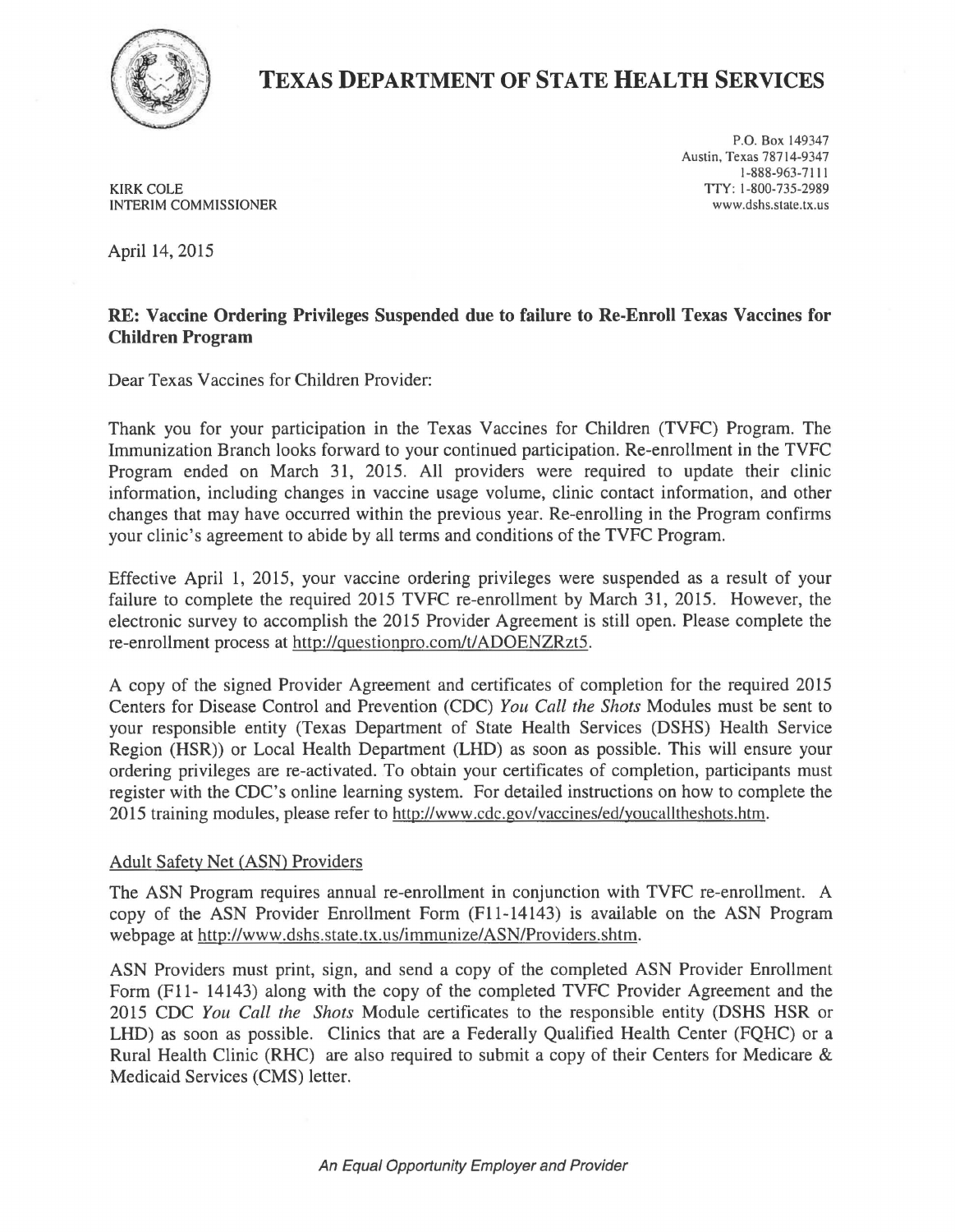# TEXAS DEPARTMENT OF STATE HEALTH SERVICES

KIRK COLE
INTERIM COMMISSIONER

P.O. Box 149347
Austin, Texas 78714-9347
1-888-963-7111
TTY: 1-800-735-2989
www.dshs.state.tx.us

April 14, 2015

**RE: Vaccine Ordering Privileges Suspended due to failure to Re-Enroll Texas Vaccines for Children Program**

Dear Texas Vaccines for Children Provider:

Thank you for your participation in the Texas Vaccines for Children (TVFC) Program. The Immunization Branch looks forward to your continued participation. Re-enrollment in the TVFC Program ended on March 31, 2015. All providers were required to update their clinic information, including changes in vaccine usage volume, clinic contact information, and other changes that may have occurred within the previous year. Re-enrolling in the Program confirms your clinic's agreement to abide by all terms and conditions of the TVFC Program.

Effective April 1, 2015, your vaccine ordering privileges were suspended as a result of your failure to complete the required 2015 TVFC re-enrollment by March 31, 2015. However, the electronic survey to accomplish the 2015 Provider Agreement is still open. Please complete the re-enrollment process at http://questionpro.com/t/ADOENZRzt5.

A copy of the signed Provider Agreement and certificates of completion for the required 2015 Centers for Disease Control and Prevention (CDC) *You Call the Shots* Modules must be sent to your responsible entity (Texas Department of State Health Services (DSHS) Health Service Region (HSR)) or Local Health Department (LHD) as soon as possible. This will ensure your ordering privileges are re-activated. To obtain your certificates of completion, participants must register with the CDC's online learning system. For detailed instructions on how to complete the 2015 training modules, please refer to http://www.cdc.gov/vaccines/ed/youcalltheshots.htm.

## Adult Safety Net (ASN) Providers

The ASN Program requires annual re-enrollment in conjunction with TVFC re-enrollment. A copy of the ASN Provider Enrollment Form (F11-14143) is available on the ASN Program webpage at http://www.dshs.state.tx.us/immunize/ASN/Providers.shtm.

ASN Providers must print, sign, and send a copy of the completed ASN Provider Enrollment Form (F11- 14143) along with the copy of the completed TVFC Provider Agreement and the 2015 CDC *You Call the Shots* Module certificates to the responsible entity (DSHS HSR or LHD) as soon as possible. Clinics that are a Federally Qualified Health Center (FQHC) or a Rural Health Clinic (RHC) are also required to submit a copy of their Centers for Medicare & Medicaid Services (CMS) letter.

*An Equal Opportunity Employer and Provider*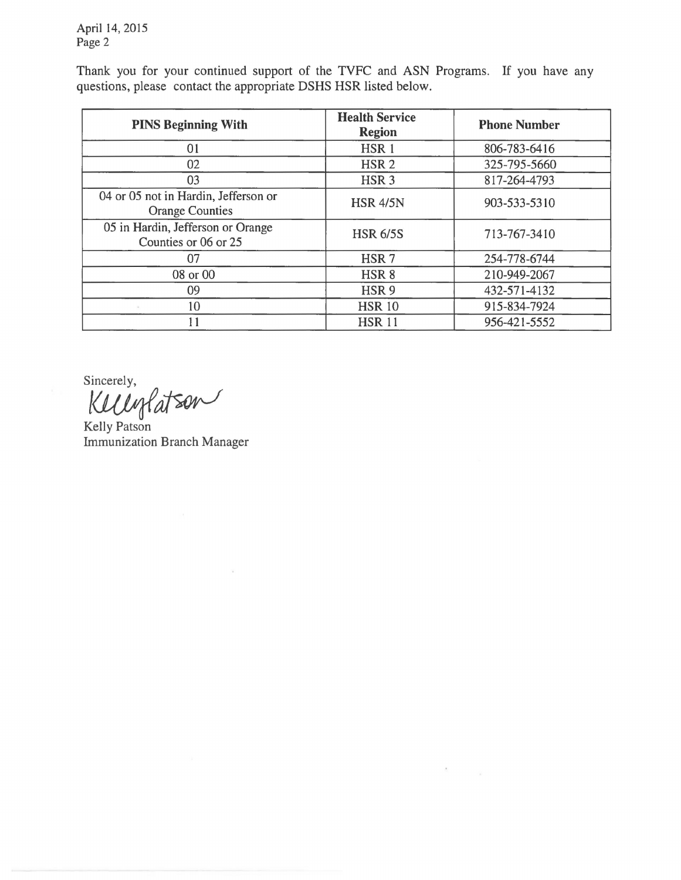Thank you for your continued support of the TVFC and ASN Programs. If you have any questions, please contact the appropriate DSHS HSR listed below.

| PINS Beginning With | Health Service Region | Phone Number |
|---|---|---|
| 01 | HSR 1 | 806-783-6416 |
| 02 | HSR 2 | 325-795-5660 |
| 03 | HSR 3 | 817-264-4793 |
| 04 or 05 not in Hardin, Jefferson or Orange Counties | HSR 4/5N | 903-533-5310 |
| 05 in Hardin, Jefferson or Orange Counties or 06 or 25 | HSR 6/5S | 713-767-3410 |
| 07 | HSR 7 | 254-778-6744 |
| 08 or 00 | HSR 8 | 210-949-2067 |
| 09 | HSR 9 | 432-571-4132 |
| 10 | HSR 10 | 915-834-7924 |
| 11 | HSR 11 | 956-421-5552 |

Sincerely,

Kelly Patson

Kelly Patson
Immunization Branch Manager